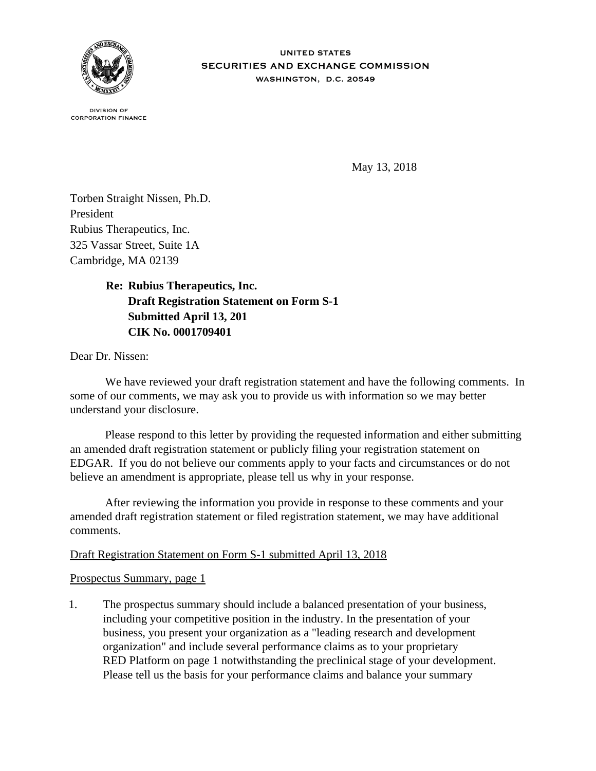UNITED STATES
SECURITIES AND EXCHANGE COMMISSION
WASHINGTON, D.C. 20549

DIVISION OF
CORPORATION FINANCE

May 13, 2018

Torben Straight Nissen, Ph.D.
President
Rubius Therapeutics, Inc.
325 Vassar Street, Suite 1A
Cambridge, MA 02139

**Re: Rubius Therapeutics, Inc.**
**Draft Registration Statement on Form S-1**
**Submitted April 13, 201**
**CIK No. 0001709401**

Dear Dr. Nissen:

We have reviewed your draft registration statement and have the following comments. In some of our comments, we may ask you to provide us with information so we may better understand your disclosure.

Please respond to this letter by providing the requested information and either submitting an amended draft registration statement or publicly filing your registration statement on EDGAR. If you do not believe our comments apply to your facts and circumstances or do not believe an amendment is appropriate, please tell us why in your response.

After reviewing the information you provide in response to these comments and your amended draft registration statement or filed registration statement, we may have additional comments.

Draft Registration Statement on Form S-1 submitted April 13, 2018

Prospectus Summary, page 1

1. The prospectus summary should include a balanced presentation of your business, including your competitive position in the industry. In the presentation of your business, you present your organization as a "leading research and development organization" and include several performance claims as to your proprietary RED Platform on page 1 notwithstanding the preclinical stage of your development. Please tell us the basis for your performance claims and balance your summary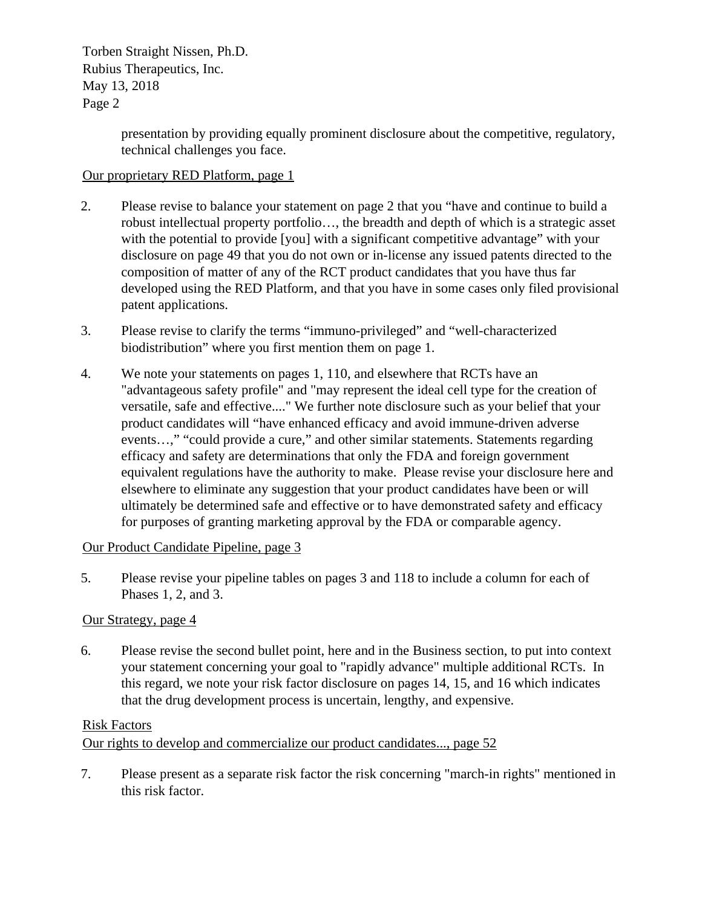presentation by providing equally prominent disclosure about the competitive, regulatory, technical challenges you face.

Our proprietary RED Platform, page 1

2. Please revise to balance your statement on page 2 that you "have and continue to build a robust intellectual property portfolio…, the breadth and depth of which is a strategic asset with the potential to provide [you] with a significant competitive advantage" with your disclosure on page 49 that you do not own or in-license any issued patents directed to the composition of matter of any of the RCT product candidates that you have thus far developed using the RED Platform, and that you have in some cases only filed provisional patent applications.

3. Please revise to clarify the terms "immuno-privileged" and "well-characterized biodistribution" where you first mention them on page 1.

4. We note your statements on pages 1, 110, and elsewhere that RCTs have an "advantageous safety profile" and "may represent the ideal cell type for the creation of versatile, safe and effective...." We further note disclosure such as your belief that your product candidates will "have enhanced efficacy and avoid immune-driven adverse events…," "could provide a cure," and other similar statements. Statements regarding efficacy and safety are determinations that only the FDA and foreign government equivalent regulations have the authority to make. Please revise your disclosure here and elsewhere to eliminate any suggestion that your product candidates have been or will ultimately be determined safe and effective or to have demonstrated safety and efficacy for purposes of granting marketing approval by the FDA or comparable agency.

Our Product Candidate Pipeline, page 3

5. Please revise your pipeline tables on pages 3 and 118 to include a column for each of Phases 1, 2, and 3.

Our Strategy, page 4

6. Please revise the second bullet point, here and in the Business section, to put into context your statement concerning your goal to "rapidly advance" multiple additional RCTs. In this regard, we note your risk factor disclosure on pages 14, 15, and 16 which indicates that the drug development process is uncertain, lengthy, and expensive.

Risk Factors
Our rights to develop and commercialize our product candidates..., page 52

7. Please present as a separate risk factor the risk concerning "march-in rights" mentioned in this risk factor.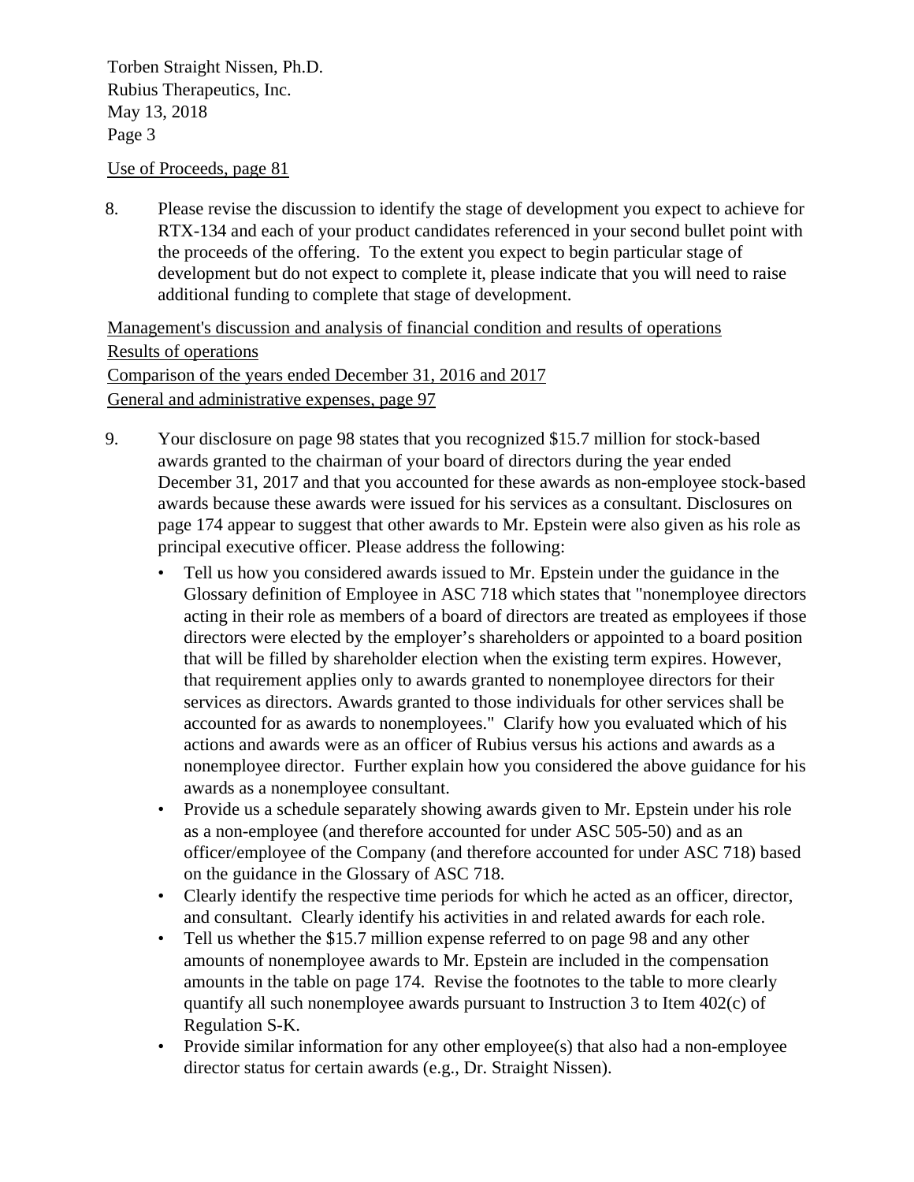Use of Proceeds, page 81

8. Please revise the discussion to identify the stage of development you expect to achieve for RTX-134 and each of your product candidates referenced in your second bullet point with the proceeds of the offering. To the extent you expect to begin particular stage of development but do not expect to complete it, please indicate that you will need to raise additional funding to complete that stage of development.

Management's discussion and analysis of financial condition and results of operations
Results of operations
Comparison of the years ended December 31, 2016 and 2017
General and administrative expenses, page 97

9. Your disclosure on page 98 states that you recognized $15.7 million for stock-based awards granted to the chairman of your board of directors during the year ended December 31, 2017 and that you accounted for these awards as non-employee stock-based awards because these awards were issued for his services as a consultant. Disclosures on page 174 appear to suggest that other awards to Mr. Epstein were also given as his role as principal executive officer. Please address the following:
   - Tell us how you considered awards issued to Mr. Epstein under the guidance in the Glossary definition of Employee in ASC 718 which states that "nonemployee directors acting in their role as members of a board of directors are treated as employees if those directors were elected by the employer's shareholders or appointed to a board position that will be filled by shareholder election when the existing term expires. However, that requirement applies only to awards granted to nonemployee directors for their services as directors. Awards granted to those individuals for other services shall be accounted for as awards to nonemployees." Clarify how you evaluated which of his actions and awards were as an officer of Rubius versus his actions and awards as a nonemployee director. Further explain how you considered the above guidance for his awards as a nonemployee consultant.
   - Provide us a schedule separately showing awards given to Mr. Epstein under his role as a non-employee (and therefore accounted for under ASC 505-50) and as an officer/employee of the Company (and therefore accounted for under ASC 718) based on the guidance in the Glossary of ASC 718.
   - Clearly identify the respective time periods for which he acted as an officer, director, and consultant. Clearly identify his activities in and related awards for each role.
   - Tell us whether the $15.7 million expense referred to on page 98 and any other amounts of nonemployee awards to Mr. Epstein are included in the compensation amounts in the table on page 174. Revise the footnotes to the table to more clearly quantify all such nonemployee awards pursuant to Instruction 3 to Item 402(c) of Regulation S-K.
   - Provide similar information for any other employee(s) that also had a non-employee director status for certain awards (e.g., Dr. Straight Nissen).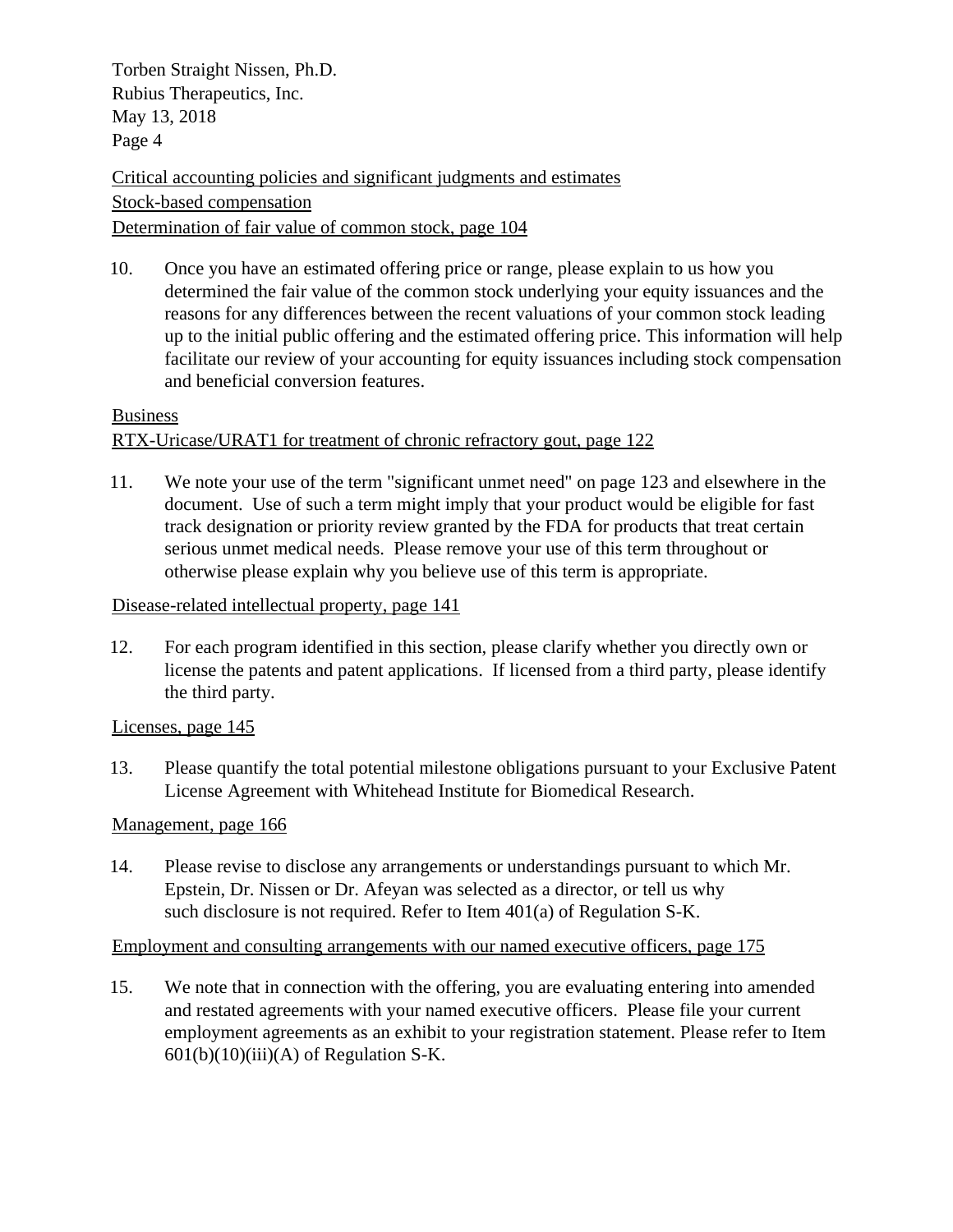Critical accounting policies and significant judgments and estimates
Stock-based compensation
Determination of fair value of common stock, page 104

10. Once you have an estimated offering price or range, please explain to us how you determined the fair value of the common stock underlying your equity issuances and the reasons for any differences between the recent valuations of your common stock leading up to the initial public offering and the estimated offering price. This information will help facilitate our review of your accounting for equity issuances including stock compensation and beneficial conversion features.

Business
RTX-Uricase/URAT1 for treatment of chronic refractory gout, page 122

11. We note your use of the term "significant unmet need" on page 123 and elsewhere in the document. Use of such a term might imply that your product would be eligible for fast track designation or priority review granted by the FDA for products that treat certain serious unmet medical needs. Please remove your use of this term throughout or otherwise please explain why you believe use of this term is appropriate.

Disease-related intellectual property, page 141

12. For each program identified in this section, please clarify whether you directly own or license the patents and patent applications. If licensed from a third party, please identify the third party.

Licenses, page 145

13. Please quantify the total potential milestone obligations pursuant to your Exclusive Patent License Agreement with Whitehead Institute for Biomedical Research.

Management, page 166

14. Please revise to disclose any arrangements or understandings pursuant to which Mr. Epstein, Dr. Nissen or Dr. Afeyan was selected as a director, or tell us why such disclosure is not required. Refer to Item 401(a) of Regulation S-K.

Employment and consulting arrangements with our named executive officers, page 175

15. We note that in connection with the offering, you are evaluating entering into amended and restated agreements with your named executive officers. Please file your current employment agreements as an exhibit to your registration statement. Please refer to Item 601(b)(10)(iii)(A) of Regulation S-K.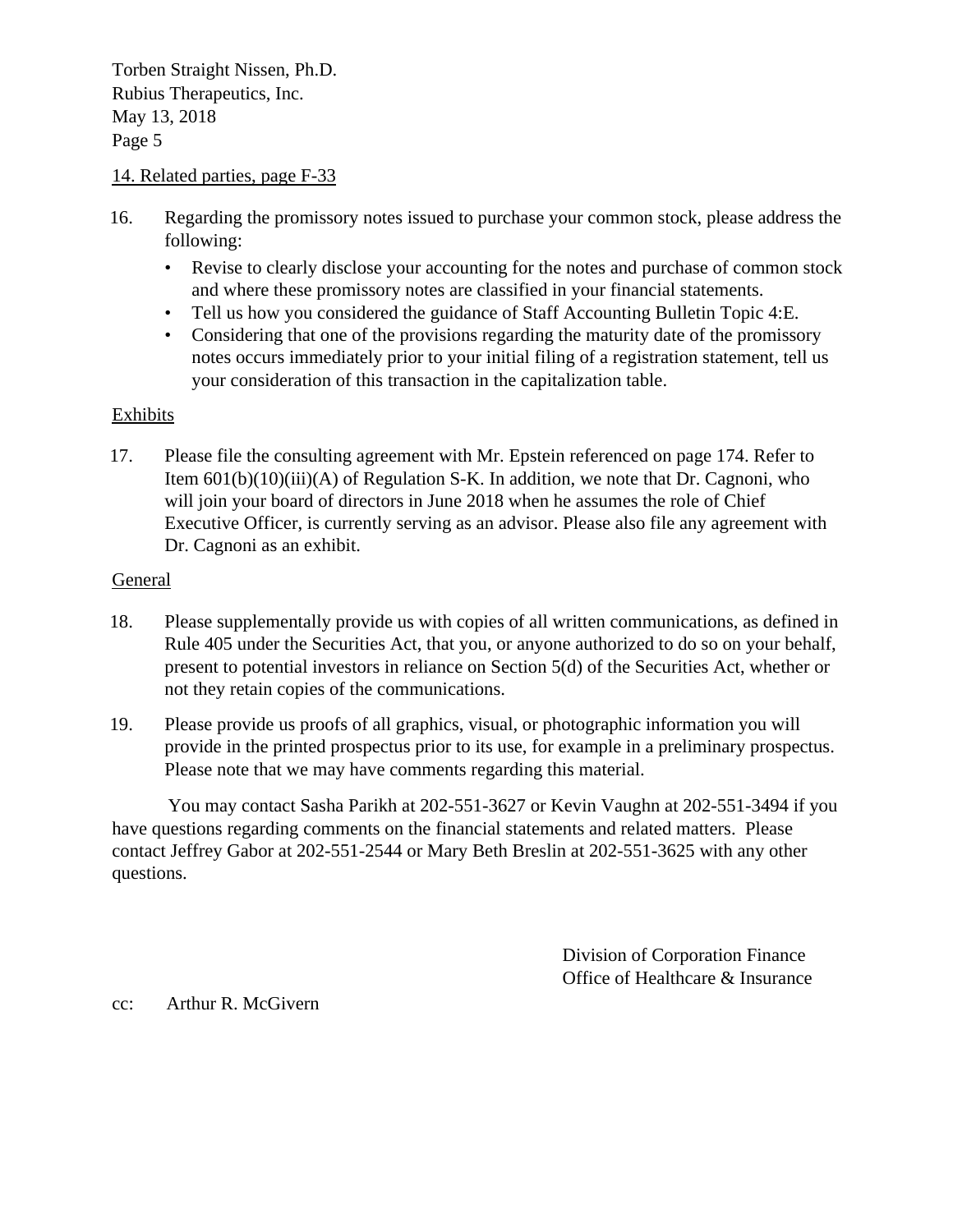14. Related parties, page F-33

16. Regarding the promissory notes issued to purchase your common stock, please address the following:
   - Revise to clearly disclose your accounting for the notes and purchase of common stock and where these promissory notes are classified in your financial statements.
   - Tell us how you considered the guidance of Staff Accounting Bulletin Topic 4:E.
   - Considering that one of the provisions regarding the maturity date of the promissory notes occurs immediately prior to your initial filing of a registration statement, tell us your consideration of this transaction in the capitalization table.

Exhibits

17. Please file the consulting agreement with Mr. Epstein referenced on page 174. Refer to Item 601(b)(10)(iii)(A) of Regulation S-K. In addition, we note that Dr. Cagnoni, who will join your board of directors in June 2018 when he assumes the role of Chief Executive Officer, is currently serving as an advisor. Please also file any agreement with Dr. Cagnoni as an exhibit.

General

18. Please supplementally provide us with copies of all written communications, as defined in Rule 405 under the Securities Act, that you, or anyone authorized to do so on your behalf, present to potential investors in reliance on Section 5(d) of the Securities Act, whether or not they retain copies of the communications.

19. Please provide us proofs of all graphics, visual, or photographic information you will provide in the printed prospectus prior to its use, for example in a preliminary prospectus. Please note that we may have comments regarding this material.

You may contact Sasha Parikh at 202-551-3627 or Kevin Vaughn at 202-551-3494 if you have questions regarding comments on the financial statements and related matters. Please contact Jeffrey Gabor at 202-551-2544 or Mary Beth Breslin at 202-551-3625 with any other questions.

Division of Corporation Finance
Office of Healthcare & Insurance

cc: Arthur R. McGivern